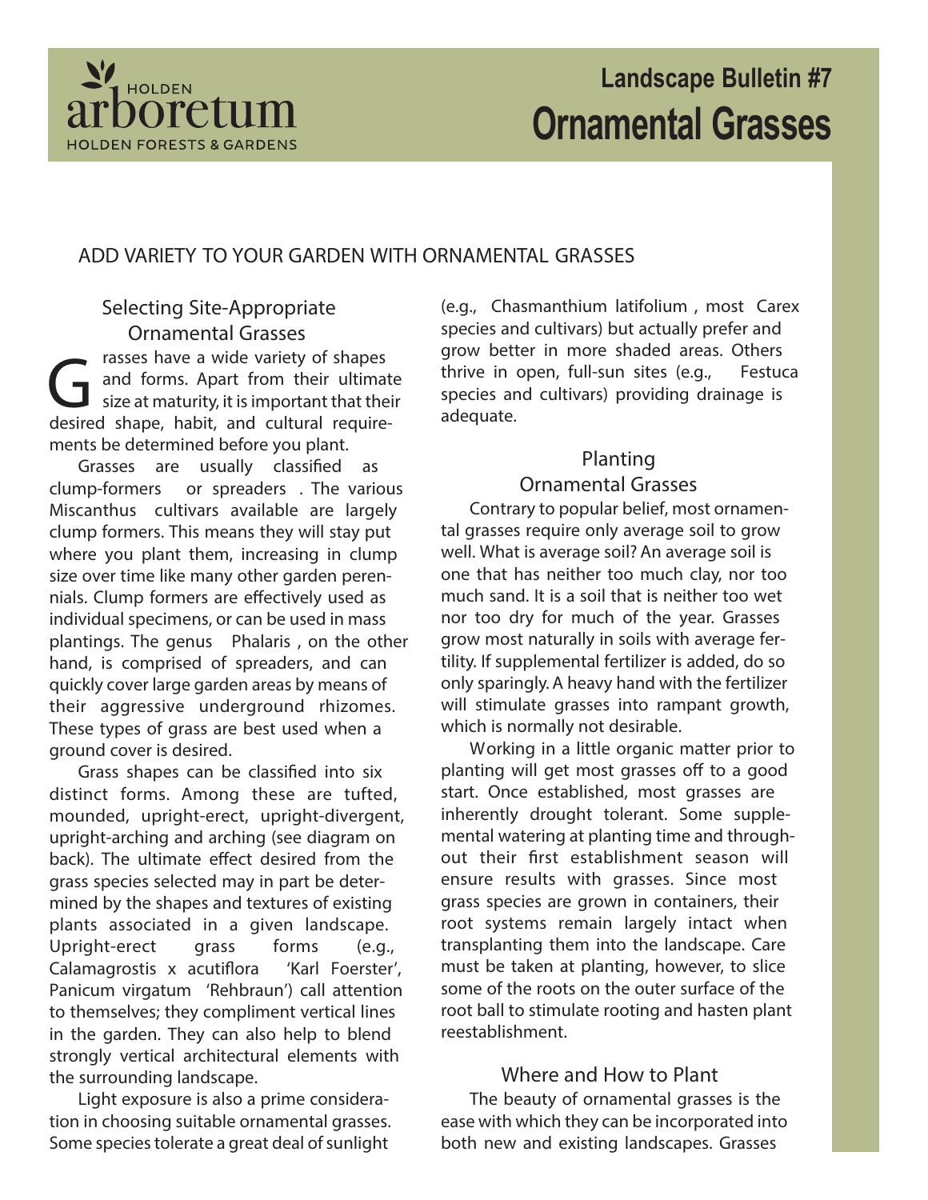HOLDEN arboretum
HOLDEN FORESTS & GARDENS

# Landscape Bulletin #7
# Ornamental Grasses

## ADD VARIETY TO YOUR GARDEN WITH ORNAMENTAL GRASSES

### Selecting Site-Appropriate Ornamental Grasses

Grasses have a wide variety of shapes and forms. Apart from their ultimate size at maturity, it is important that their desired shape, habit, and cultural requirements be determined before you plant.

Grasses are usually classified as clump-formers or spreaders. The various Miscanthus cultivars available are largely clump formers. This means they will stay put where you plant them, increasing in clump size over time like many other garden perennials. Clump formers are effectively used as individual specimens, or can be used in mass plantings. The genus Phalaris, on the other hand, is comprised of spreaders, and can quickly cover large garden areas by means of their aggressive underground rhizomes. These types of grass are best used when a ground cover is desired.

Grass shapes can be classified into six distinct forms. Among these are tufted, mounded, upright-erect, upright-divergent, upright-arching and arching (see diagram on back). The ultimate effect desired from the grass species selected may in part be determined by the shapes and textures of existing plants associated in a given landscape. Upright-erect grass forms (e.g., Calamagrostis x acutiflora 'Karl Foerster', Panicum virgatum 'Rehbraun') call attention to themselves; they compliment vertical lines in the garden. They can also help to blend strongly vertical architectural elements with the surrounding landscape.

Light exposure is also a prime consideration in choosing suitable ornamental grasses. Some species tolerate a great deal of sunlight (e.g., Chasmanthium latifolium, most Carex species and cultivars) but actually prefer and grow better in more shaded areas. Others thrive in open, full-sun sites (e.g., Festuca species and cultivars) providing drainage is adequate.

### Planting Ornamental Grasses

Contrary to popular belief, most ornamental grasses require only average soil to grow well. What is average soil? An average soil is one that has neither too much clay, nor too much sand. It is a soil that is neither too wet nor too dry for much of the year. Grasses grow most naturally in soils with average fertility. If supplemental fertilizer is added, do so only sparingly. A heavy hand with the fertilizer will stimulate grasses into rampant growth, which is normally not desirable.

Working in a little organic matter prior to planting will get most grasses off to a good start. Once established, most grasses are inherently drought tolerant. Some supplemental watering at planting time and throughout their first establishment season will ensure results with grasses. Since most grass species are grown in containers, their root systems remain largely intact when transplanting them into the landscape. Care must be taken at planting, however, to slice some of the roots on the outer surface of the root ball to stimulate rooting and hasten plant reestablishment.

### Where and How to Plant

The beauty of ornamental grasses is the ease with which they can be incorporated into both new and existing landscapes. Grasses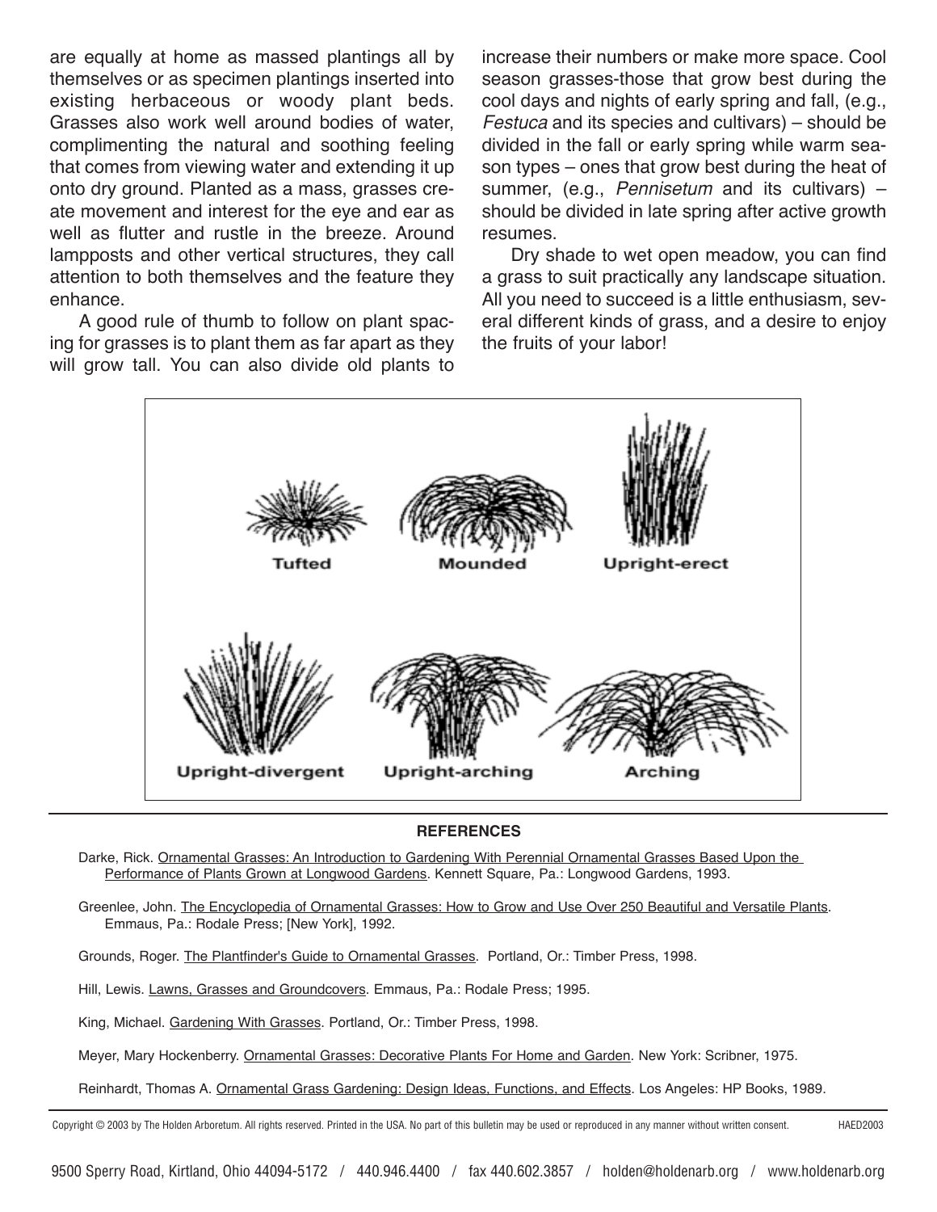are equally at home as massed plantings all by themselves or as specimen plantings inserted into existing herbaceous or woody plant beds. Grasses also work well around bodies of water, complimenting the natural and soothing feeling that comes from viewing water and extending it up onto dry ground. Planted as a mass, grasses create movement and interest for the eye and ear as well as flutter and rustle in the breeze. Around lampposts and other vertical structures, they call attention to both themselves and the feature they enhance.

A good rule of thumb to follow on plant spacing for grasses is to plant them as far apart as they will grow tall. You can also divide old plants to increase their numbers or make more space. Cool season grasses-those that grow best during the cool days and nights of early spring and fall, (e.g., *Festuca* and its species and cultivars) – should be divided in the fall or early spring while warm season types – ones that grow best during the heat of summer, (e.g., *Pennisetum* and its cultivars) – should be divided in late spring after active growth resumes.

Dry shade to wet open meadow, you can find a grass to suit practically any landscape situation. All you need to succeed is a little enthusiasm, several different kinds of grass, and a desire to enjoy the fruits of your labor!

Tufted

Mounded

Upright-erect

Upright-divergent

Upright-arching

Arching

**REFERENCES**

Darke, Rick. Ornamental Grasses: An Introduction to Gardening With Perennial Ornamental Grasses Based Upon the Performance of Plants Grown at Longwood Gardens. Kennett Square, Pa.: Longwood Gardens, 1993.

Greenlee, John. The Encyclopedia of Ornamental Grasses: How to Grow and Use Over 250 Beautiful and Versatile Plants. Emmaus, Pa.: Rodale Press; [New York], 1992.

Grounds, Roger. The Plantfinder's Guide to Ornamental Grasses. Portland, Or.: Timber Press, 1998.

Hill, Lewis. Lawns, Grasses and Groundcovers. Emmaus, Pa.: Rodale Press; 1995.

King, Michael. Gardening With Grasses. Portland, Or.: Timber Press, 1998.

Meyer, Mary Hockenberry. Ornamental Grasses: Decorative Plants For Home and Garden. New York: Scribner, 1975.

Reinhardt, Thomas A. Ornamental Grass Gardening: Design Ideas, Functions, and Effects. Los Angeles: HP Books, 1989.

Copyright © 2003 by The Holden Arboretum. All rights reserved. Printed in the USA. No part of this bulletin may be used or reproduced in any manner without written consent. HAED2003

9500 Sperry Road, Kirtland, Ohio 44094-5172 / 440.946.4400 / fax 440.602.3857 / holden@holdenarb.org / www.holdenarb.org